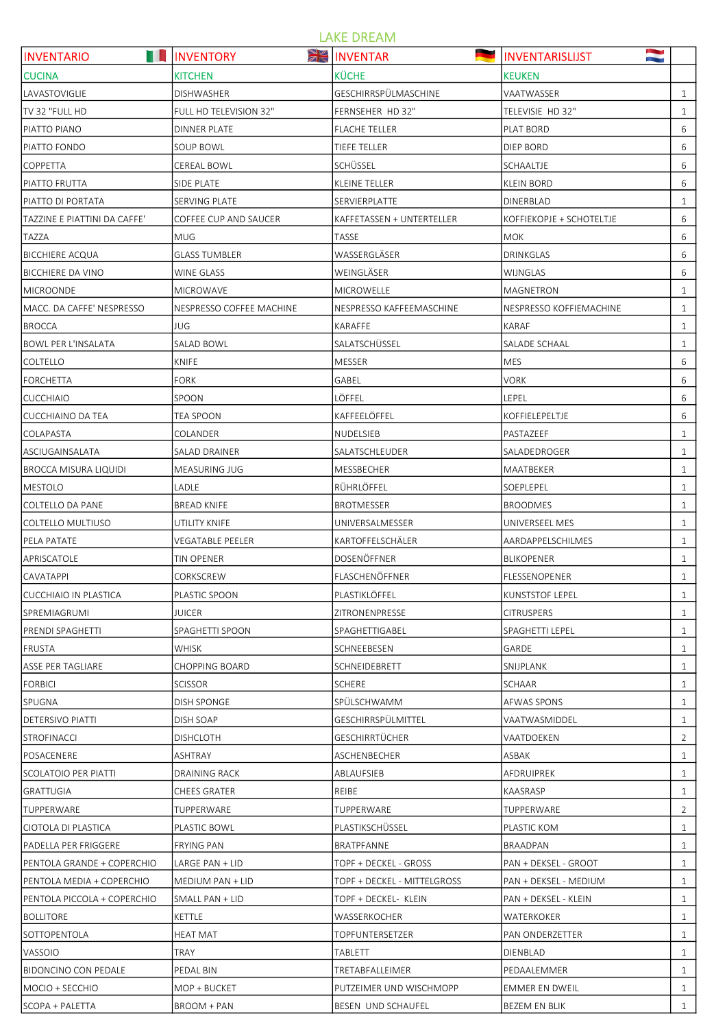# LAKE DREAM

| INVENTARIO | INVENTORY | INVENTAR | INVENTARISLIJST | |
|---|---|---|---|---|
| CUCINA | KITCHEN | KÜCHE | KEUKEN | |
| LAVASTOVIGLIE | DISHWASHER | GESCHIRRSPÜLMASCHINE | VAATWASSER | 1 |
| TV 32 "FULL HD | FULL HD TELEVISION 32" | FERNSEHER HD 32" | TELEVISIE HD 32" | 1 |
| PIATTO PIANO | DINNER PLATE | FLACHE TELLER | PLAT BORD | 6 |
| PIATTO FONDO | SOUP BOWL | TIEFE TELLER | DIEP BORD | 6 |
| COPPETTA | CEREAL BOWL | SCHÜSSEL | SCHAALTJE | 6 |
| PIATTO FRUTTA | SIDE PLATE | KLEINE TELLER | KLEIN BORD | 6 |
| PIATTO DI PORTATA | SERVING PLATE | SERVIERPLATTE | DINERBLAD | 1 |
| TAZZINE E PIATTINI DA CAFFE' | COFFEE CUP AND SAUCER | KAFFETASSEN + UNTERTELLER | KOFFIEKOPJE + SCHOTELTJE | 6 |
| TAZZA | MUG | TASSE | MOK | 6 |
| BICCHIERE ACQUA | GLASS TUMBLER | WASSERGLÄSER | DRINKGLAS | 6 |
| BICCHIERE DA VINO | WINE GLASS | WEINGLÄSER | WIJNGLAS | 6 |
| MICROONDE | MICROWAVE | MICROWELLE | MAGNETRON | 1 |
| MACC. DA CAFFE' NESPRESSO | NESPRESSO COFFEE MACHINE | NESPRESSO KAFFEEMASCHINE | NESPRESSO KOFFIEMACHINE | 1 |
| BROCCA | JUG | KARAFFE | KARAF | 1 |
| BOWL PER L'INSALATA | SALAD BOWL | SALATSCHÜSSEL | SALADE SCHAAL | 1 |
| COLTELLO | KNIFE | MESSER | MES | 6 |
| FORCHETTA | FORK | GABEL | VORK | 6 |
| CUCCHIAIO | SPOON | LÖFFEL | LEPEL | 6 |
| CUCCHIAINO DA TEA | TEA SPOON | KAFFEELÖFFEL | KOFFIELEPELTJE | 6 |
| COLAPASTA | COLANDER | NUDELSIEB | PASTAZEEF | 1 |
| ASCIUGAINSALATA | SALAD DRAINER | SALATSCHLEUDER | SALADEDROGER | 1 |
| BROCCA MISURA LIQUIDI | MEASURING JUG | MESSBECHER | MAATBEKER | 1 |
| MESTOLO | LADLE | RÜHRLÖFFEL | SOEPLEPEL | 1 |
| COLTELLO DA PANE | BREAD KNIFE | BROTMESSER | BROODMES | 1 |
| COLTELLO MULTIUSO | UTILITY KNIFE | UNIVERSALMESSER | UNIVERSEEL MES | 1 |
| PELA PATATE | VEGATABLE PEELER | KARTOFFELSCHÄLER | AARDAPPELSCHILMES | 1 |
| APRISCATOLE | TIN OPENER | DOSENÖFFNER | BLIKOPENER | 1 |
| CAVATAPPI | CORKSCREW | FLASCHENÖFFNER | FLESSENOPENER | 1 |
| CUCCHIAIO IN PLASTICA | PLASTIC SPOON | PLASTIKLÖFFEL | KUNSTSTOF LEPEL | 1 |
| SPREMIAGRUMI | JUICER | ZITRONENPRESSE | CITRUSPERS | 1 |
| PRENDI SPAGHETTI | SPAGHETTI SPOON | SPAGHETTIGABEL | SPAGHETTI LEPEL | 1 |
| FRUSTA | WHISK | SCHNEEBESEN | GARDE | 1 |
| ASSE PER TAGLIARE | CHOPPING BOARD | SCHNEIDEBRETT | SNIJPLANK | 1 |
| FORBICI | SCISSOR | SCHERE | SCHAAR | 1 |
| SPUGNA | DISH SPONGE | SPÜLSCHWAMM | AFWAS SPONS | 1 |
| DETERSIVO PIATTI | DISH SOAP | GESCHIRRSPÜLMITTEL | VAATWASMIDDEL | 1 |
| STROFINACCI | DISHCLOTH | GESCHIRRTÜCHER | VAATDOEKEN | 2 |
| POSACENERE | ASHTRAY | ASCHENBECHER | ASBAK | 1 |
| SCOLATOIO PER PIATTI | DRAINING RACK | ABLAUFSIEB | AFDRUIPREK | 1 |
| GRATTUGIA | CHEES GRATER | REIBE | KAASRASP | 1 |
| TUPPERWARE | TUPPERWARE | TUPPERWARE | TUPPERWARE | 2 |
| CIOTOLA DI PLASTICA | PLASTIC BOWL | PLASTIKSCHÜSSEL | PLASTIC KOM | 1 |
| PADELLA PER FRIGGERE | FRYING PAN | BRATPFANNE | BRAADPAN | 1 |
| PENTOLA GRANDE + COPERCHIO | LARGE PAN + LID | TOPF + DECKEL - GROSS | PAN + DEKSEL - GROOT | 1 |
| PENTOLA MEDIA + COPERCHIO | MEDIUM PAN + LID | TOPF + DECKEL - MITTELGROSS | PAN + DEKSEL - MEDIUM | 1 |
| PENTOLA PICCOLA + COPERCHIO | SMALL PAN + LID | TOPF + DECKEL- KLEIN | PAN + DEKSEL - KLEIN | 1 |
| BOLLITORE | KETTLE | WASSERKOCHER | WATERKOKER | 1 |
| SOTTOPENTOLA | HEAT MAT | TOPFUNTERSETZER | PAN ONDERZETTER | 1 |
| VASSOIO | TRAY | TABLETT | DIENBLAD | 1 |
| BIDONCINO CON PEDALE | PEDAL BIN | TRETABFALLEIMER | PEDAALEMMER | 1 |
| MOCIO + SECCHIO | MOP + BUCKET | PUTZEIMER UND WISCHMOPP | EMMER EN DWEIL | 1 |
| SCOPA + PALETTA | BROOM + PAN | BESEN UND SCHAUFEL | BEZEM EN BLIK | 1 |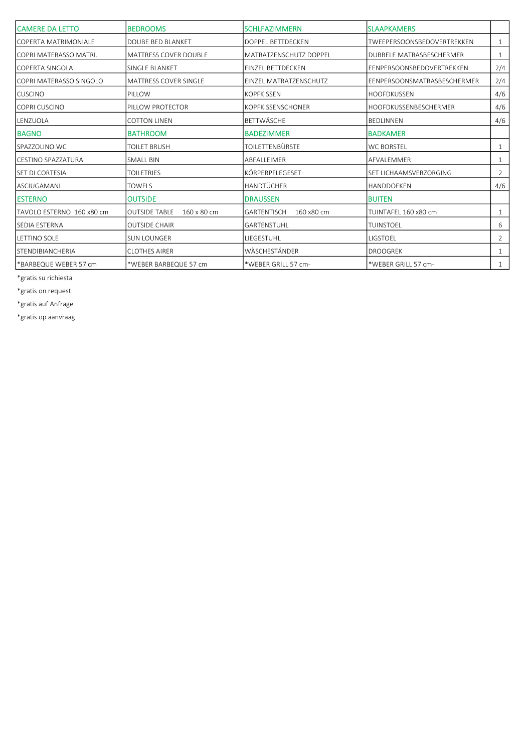| CAMERE DA LETTO | BEDROOMS | SCHLFAZIMMERN | SLAAPKAMERS | |
|---|---|---|---|---|
| COPERTA MATRIMONIALE | DOUBE BED BLANKET | DOPPEL BETTDECKEN | TWEEPERSOONSBEDOVERTREKKEN | 1 |
| COPRI MATERASSO MATRI. | MATTRESS COVER DOUBLE | MATRATZENSCHUTZ DOPPEL | DUBBELE MATRASBESCHERMER | 1 |
| COPERTA SINGOLA | SINGLE BLANKET | EINZEL BETTDECKEN | EENPERSOONSBEDOVERTREKKEN | 2/4 |
| COPRI MATERASSO SINGOLO | MATTRESS COVER SINGLE | EINZEL MATRATZENSCHUTZ | EENPERSOONSMATRASBESCHERMER | 2/4 |
| CUSCINO | PILLOW | KOPFKISSEN | HOOFDKUSSEN | 4/6 |
| COPRI CUSCINO | PILLOW PROTECTOR | KOPFKISSENSCHONER | HOOFDKUSSENBESCHERMER | 4/6 |
| LENZUOLA | COTTON LINEN | BETTWÄSCHE | BEDLINNEN | 4/6 |
| BAGNO | BATHROOM | BADEZIMMER | BADKAMER | |
| SPAZZOLINO WC | TOILET BRUSH | TOILETTENBÜRSTE | WC BORSTEL | 1 |
| CESTINO SPAZZATURA | SMALL BIN | ABFALLEIMER | AFVALEMMER | 1 |
| SET DI CORTESIA | TOILETRIES | KÖRPERPFLEGESET | SET LICHAAMSVERZORGING | 2 |
| ASCIUGAMANI | TOWELS | HANDTÜCHER | HANDDOEKEN | 4/6 |
| ESTERNO | OUTSIDE | DRAUSSEN | BUITEN | |
| TAVOLO ESTERNO 160 x80 cm | OUTSIDE TABLE 160 x 80 cm | GARTENTISCH 160 x80 cm | TUINTAFEL 160 x80 cm | 1 |
| SEDIA ESTERNA | OUTSIDE CHAIR | GARTENSTUHL | TUINSTOEL | 6 |
| LETTINO SOLE | SUN LOUNGER | LIEGESTUHL | LIGSTOEL | 2 |
| STENDIBIANCHERIA | CLOTHES AIRER | WÄSCHESTÄNDER | DROOGREK | 1 |
| *BARBEQUE WEBER 57 cm | *WEBER BARBEQUE 57 cm | *WEBER GRILL 57 cm- | *WEBER GRILL 57 cm- | 1 |

*gratis su richiesta

*gratis on request

*gratis auf Anfrage

*gratis op aanvraag